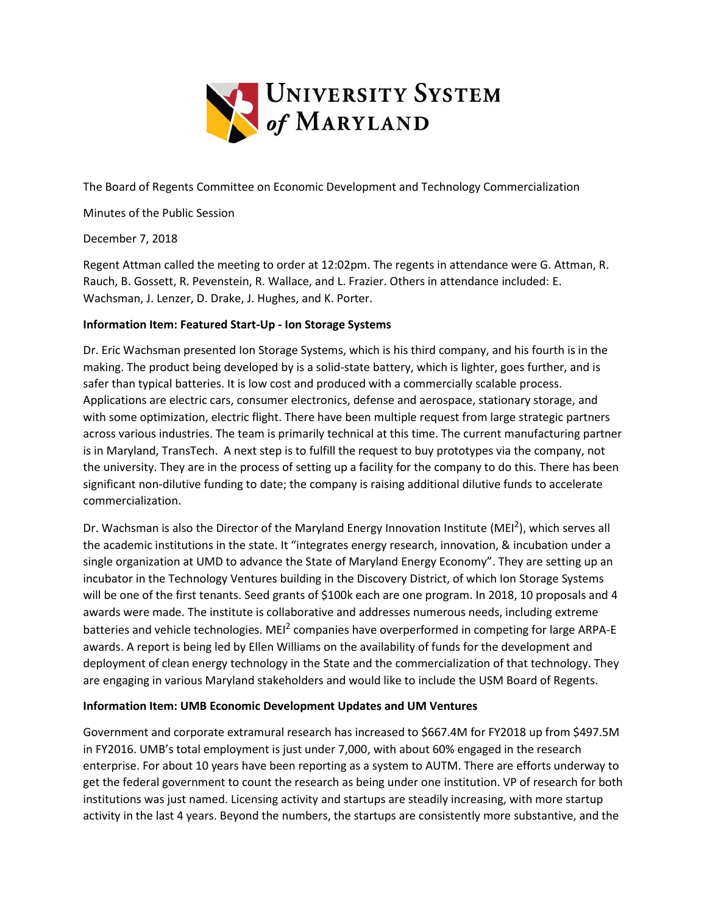# University System of Maryland

The Board of Regents Committee on Economic Development and Technology Commercialization

Minutes of the Public Session

December 7, 2018

Regent Attman called the meeting to order at 12:02pm. The regents in attendance were G. Attman, R. Rauch, B. Gossett, R. Pevenstein, R. Wallace, and L. Frazier. Others in attendance included: E. Wachsman, J. Lenzer, D. Drake, J. Hughes, and K. Porter.

**Information Item: Featured Start-Up - Ion Storage Systems**

Dr. Eric Wachsman presented Ion Storage Systems, which is his third company, and his fourth is in the making. The product being developed by is a solid-state battery, which is lighter, goes further, and is safer than typical batteries. It is low cost and produced with a commercially scalable process. Applications are electric cars, consumer electronics, defense and aerospace, stationary storage, and with some optimization, electric flight. There have been multiple request from large strategic partners across various industries. The team is primarily technical at this time. The current manufacturing partner is in Maryland, TransTech. A next step is to fulfill the request to buy prototypes via the company, not the university. They are in the process of setting up a facility for the company to do this. There has been significant non-dilutive funding to date; the company is raising additional dilutive funds to accelerate commercialization.

Dr. Wachsman is also the Director of the Maryland Energy Innovation Institute (MEI$^2$), which serves all the academic institutions in the state. It "integrates energy research, innovation, & incubation under a single organization at UMD to advance the State of Maryland Energy Economy". They are setting up an incubator in the Technology Ventures building in the Discovery District, of which Ion Storage Systems will be one of the first tenants. Seed grants of $100k each are one program. In 2018, 10 proposals and 4 awards were made. The institute is collaborative and addresses numerous needs, including extreme batteries and vehicle technologies. MEI$^2$ companies have overperformed in competing for large ARPA-E awards. A report is being led by Ellen Williams on the availability of funds for the development and deployment of clean energy technology in the State and the commercialization of that technology. They are engaging in various Maryland stakeholders and would like to include the USM Board of Regents.

**Information Item: UMB Economic Development Updates and UM Ventures**

Government and corporate extramural research has increased to $667.4M for FY2018 up from $497.5M in FY2016. UMB's total employment is just under 7,000, with about 60% engaged in the research enterprise. For about 10 years have been reporting as a system to AUTM. There are efforts underway to get the federal government to count the research as being under one institution. VP of research for both institutions was just named. Licensing activity and startups are steadily increasing, with more startup activity in the last 4 years. Beyond the numbers, the startups are consistently more substantive, and the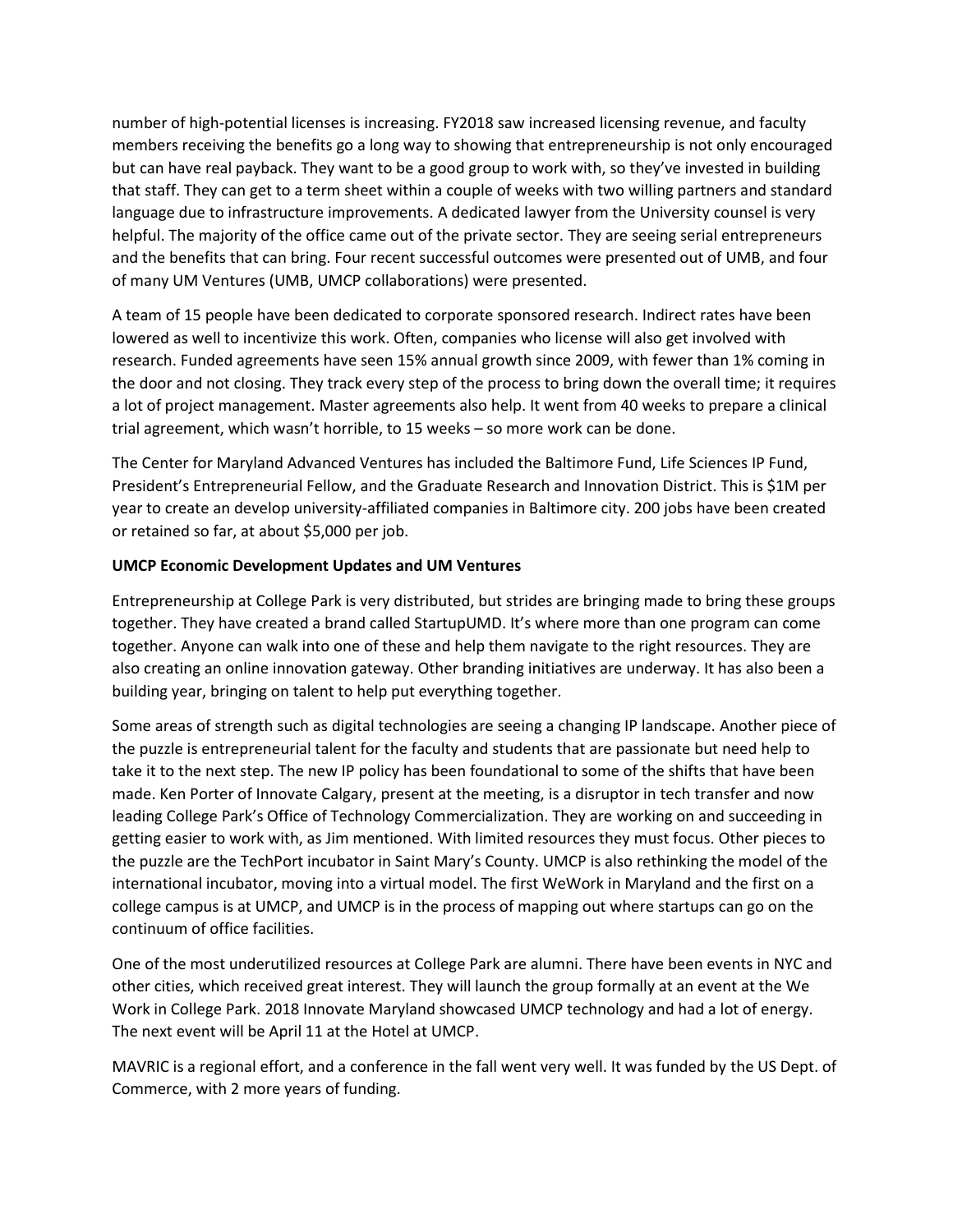number of high-potential licenses is increasing. FY2018 saw increased licensing revenue, and faculty members receiving the benefits go a long way to showing that entrepreneurship is not only encouraged but can have real payback. They want to be a good group to work with, so they've invested in building that staff. They can get to a term sheet within a couple of weeks with two willing partners and standard language due to infrastructure improvements. A dedicated lawyer from the University counsel is very helpful. The majority of the office came out of the private sector. They are seeing serial entrepreneurs and the benefits that can bring. Four recent successful outcomes were presented out of UMB, and four of many UM Ventures (UMB, UMCP collaborations) were presented.

A team of 15 people have been dedicated to corporate sponsored research. Indirect rates have been lowered as well to incentivize this work. Often, companies who license will also get involved with research. Funded agreements have seen 15% annual growth since 2009, with fewer than 1% coming in the door and not closing. They track every step of the process to bring down the overall time; it requires a lot of project management. Master agreements also help. It went from 40 weeks to prepare a clinical trial agreement, which wasn't horrible, to 15 weeks – so more work can be done.

The Center for Maryland Advanced Ventures has included the Baltimore Fund, Life Sciences IP Fund, President's Entrepreneurial Fellow, and the Graduate Research and Innovation District. This is $1M per year to create an develop university-affiliated companies in Baltimore city. 200 jobs have been created or retained so far, at about $5,000 per job.

**UMCP Economic Development Updates and UM Ventures**

Entrepreneurship at College Park is very distributed, but strides are bringing made to bring these groups together. They have created a brand called StartupUMD. It's where more than one program can come together. Anyone can walk into one of these and help them navigate to the right resources. They are also creating an online innovation gateway. Other branding initiatives are underway. It has also been a building year, bringing on talent to help put everything together.

Some areas of strength such as digital technologies are seeing a changing IP landscape. Another piece of the puzzle is entrepreneurial talent for the faculty and students that are passionate but need help to take it to the next step. The new IP policy has been foundational to some of the shifts that have been made. Ken Porter of Innovate Calgary, present at the meeting, is a disruptor in tech transfer and now leading College Park's Office of Technology Commercialization. They are working on and succeeding in getting easier to work with, as Jim mentioned. With limited resources they must focus. Other pieces to the puzzle are the TechPort incubator in Saint Mary's County. UMCP is also rethinking the model of the international incubator, moving into a virtual model. The first WeWork in Maryland and the first on a college campus is at UMCP, and UMCP is in the process of mapping out where startups can go on the continuum of office facilities.

One of the most underutilized resources at College Park are alumni. There have been events in NYC and other cities, which received great interest. They will launch the group formally at an event at the We Work in College Park. 2018 Innovate Maryland showcased UMCP technology and had a lot of energy. The next event will be April 11 at the Hotel at UMCP.

MAVRIC is a regional effort, and a conference in the fall went very well. It was funded by the US Dept. of Commerce, with 2 more years of funding.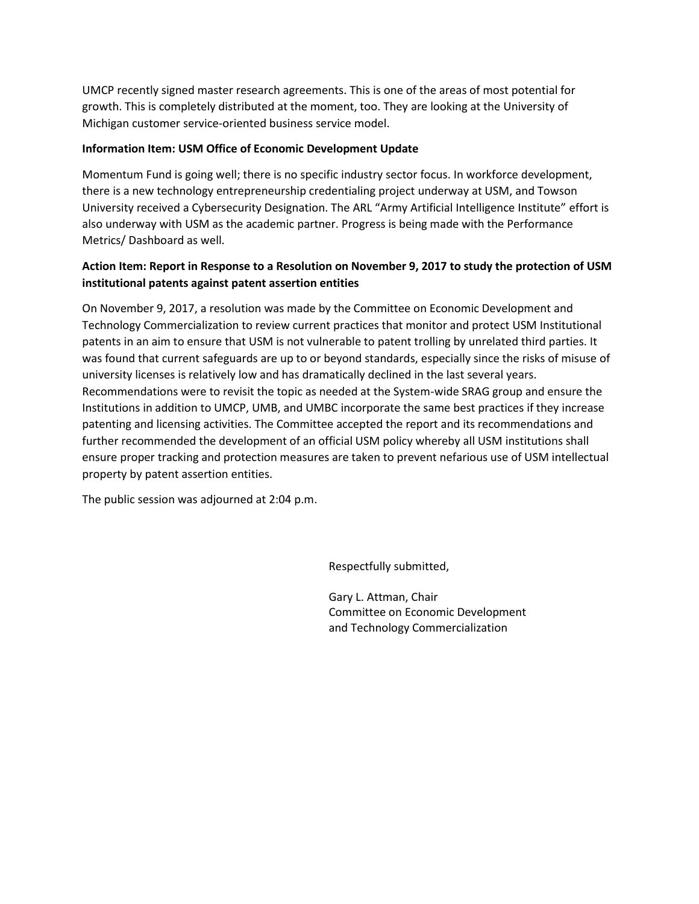UMCP recently signed master research agreements. This is one of the areas of most potential for growth. This is completely distributed at the moment, too. They are looking at the University of Michigan customer service-oriented business service model.

**Information Item: USM Office of Economic Development Update**

Momentum Fund is going well; there is no specific industry sector focus. In workforce development, there is a new technology entrepreneurship credentialing project underway at USM, and Towson University received a Cybersecurity Designation. The ARL "Army Artificial Intelligence Institute" effort is also underway with USM as the academic partner. Progress is being made with the Performance Metrics/ Dashboard as well.

**Action Item: Report in Response to a Resolution on November 9, 2017 to study the protection of USM institutional patents against patent assertion entities**

On November 9, 2017, a resolution was made by the Committee on Economic Development and Technology Commercialization to review current practices that monitor and protect USM Institutional patents in an aim to ensure that USM is not vulnerable to patent trolling by unrelated third parties. It was found that current safeguards are up to or beyond standards, especially since the risks of misuse of university licenses is relatively low and has dramatically declined in the last several years. Recommendations were to revisit the topic as needed at the System-wide SRAG group and ensure the Institutions in addition to UMCP, UMB, and UMBC incorporate the same best practices if they increase patenting and licensing activities. The Committee accepted the report and its recommendations and further recommended the development of an official USM policy whereby all USM institutions shall ensure proper tracking and protection measures are taken to prevent nefarious use of USM intellectual property by patent assertion entities.

The public session was adjourned at 2:04 p.m.

Respectfully submitted,

Gary L. Attman, Chair
Committee on Economic Development
and Technology Commercialization